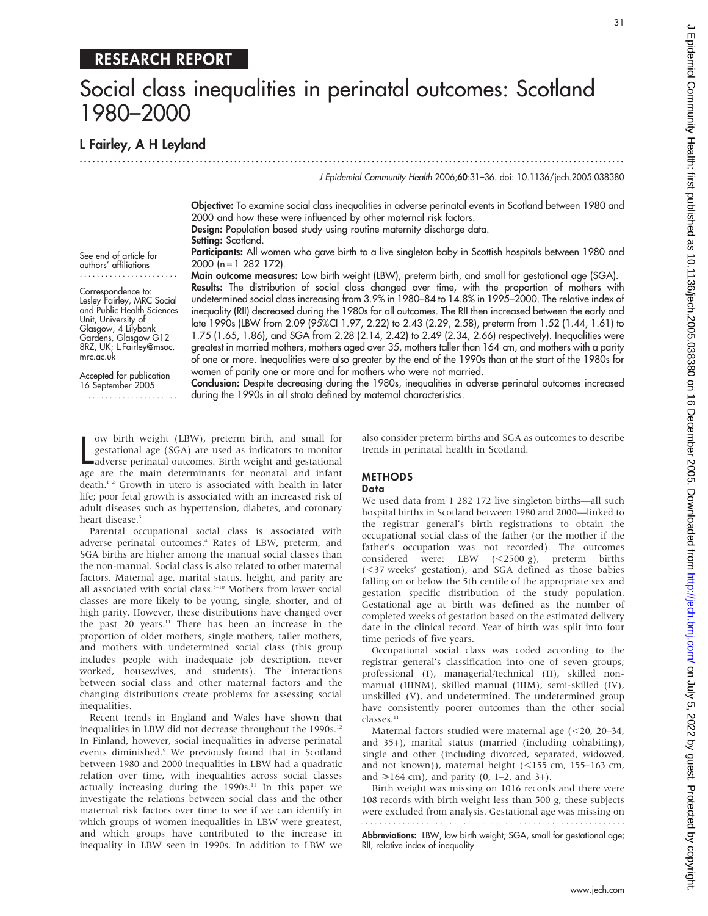RESEARCH REPORT

# Social class inequalities in perinatal outcomes: Scotland 1980–2000

**L Fairley, A H Leyland**

*J Epidemiol Community Health* 2006;**60**:31–36. doi: 10.1136/jech.2005.038380

See end of article for authors' affiliations

Correspondence to: Lesley Fairley, MRC Social and Public Health Sciences Unit, University of Glasgow, 4 Lilybank Gardens, Glasgow G12 8RZ, UK; L.Fairley@msoc.mrc.ac.uk

Accepted for publication 16 September 2005

**Objective:** To examine social class inequalities in adverse perinatal events in Scotland between 1980 and 2000 and how these were influenced by other maternal risk factors.

**Design:** Population based study using routine maternity discharge data.

**Setting:** Scotland.

**Participants:** All women who gave birth to a live singleton baby in Scottish hospitals between 1980 and 2000 (n = 1 282 172).

**Main outcome measures:** Low birth weight (LBW), preterm birth, and small for gestational age (SGA).

**Results:** The distribution of social class changed over time, with the proportion of mothers with undetermined social class increasing from 3.9% in 1980–84 to 14.8% in 1995–2000. The relative index of inequality (RII) decreased during the 1980s for all outcomes. The RII then increased between the early and late 1990s (LBW from 2.09 (95%CI 1.97, 2.22) to 2.43 (2.29, 2.58), preterm from 1.52 (1.44, 1.61) to 1.75 (1.65, 1.86), and SGA from 2.28 (2.14, 2.42) to 2.49 (2.34, 2.66) respectively). Inequalities were greatest in married mothers, mothers aged over 35, mothers taller than 164 cm, and mothers with a parity of one or more. Inequalities were also greater by the end of the 1990s than at the start of the 1980s for women of parity one or more and for mothers who were not married.

**Conclusion:** Despite decreasing during the 1980s, inequalities in adverse perinatal outcomes increased during the 1990s in all strata defined by maternal characteristics.

Low birth weight (LBW), preterm birth, and small for gestational age (SGA) are used as indicators to monitor adverse perinatal outcomes. Birth weight and gestational age are the main determinants for neonatal and infant death.[1 2] Growth in utero is associated with health in later life; poor fetal growth is associated with an increased risk of adult diseases such as hypertension, diabetes, and coronary heart disease.[3]

Parental occupational social class is associated with adverse perinatal outcomes.[4] Rates of LBW, preterm, and SGA births are higher among the manual social classes than the non-manual. Social class is also related to other maternal factors. Maternal age, marital status, height, and parity are all associated with social class.[5–10] Mothers from lower social classes are more likely to be young, single, shorter, and of high parity. However, these distributions have changed over the past 20 years.[11] There has been an increase in the proportion of older mothers, single mothers, taller mothers, and mothers with undetermined social class (this group includes people with inadequate job description, never worked, housewives, and students). The interactions between social class and other maternal factors and the changing distributions create problems for assessing social inequalities.

Recent trends in England and Wales have shown that inequalities in LBW did not decrease throughout the 1990s.[12] In Finland, however, social inequalities in adverse perinatal events diminished.[9] We previously found that in Scotland between 1980 and 2000 inequalities in LBW had a quadratic relation over time, with inequalities across social classes actually increasing during the 1990s.[11] In this paper we investigate the relations between social class and the other maternal risk factors over time to see if we can identify in which groups of women inequalities in LBW were greatest, and which groups have contributed to the increase in inequality in LBW seen in 1990s. In addition to LBW we also consider preterm births and SGA as outcomes to describe trends in perinatal health in Scotland.

## METHODS

### Data

We used data from 1 282 172 live singleton births—all such hospital births in Scotland between 1980 and 2000—linked to the registrar general's birth registrations to obtain the occupational social class of the father (or the mother if the father's occupation was not recorded). The outcomes considered were: LBW (<2500 g), preterm births (<37 weeks' gestation), and SGA defined as those babies falling on or below the 5th centile of the appropriate sex and gestation specific distribution of the study population. Gestational age at birth was defined as the number of completed weeks of gestation based on the estimated delivery date in the clinical record. Year of birth was split into four time periods of five years.

Occupational social class was coded according to the registrar general's classification into one of seven groups; professional (I), managerial/technical (II), skilled non-manual (IIINM), skilled manual (IIIM), semi-skilled (IV), unskilled (V), and undetermined. The undetermined group have consistently poorer outcomes than the other social classes.[11]

Maternal factors studied were maternal age (<20, 20–34, and 35+), marital status (married (including cohabiting), single and other (including divorced, separated, widowed, and not known)), maternal height (<155 cm, 155–163 cm, and ≥164 cm), and parity (0, 1–2, and 3+).

Birth weight was missing on 1016 records and there were 108 records with birth weight less than 500 g; these subjects were excluded from analysis. Gestational age was missing on

**Abbreviations:** LBW, low birth weight; SGA, small for gestational age; RII, relative index of inequality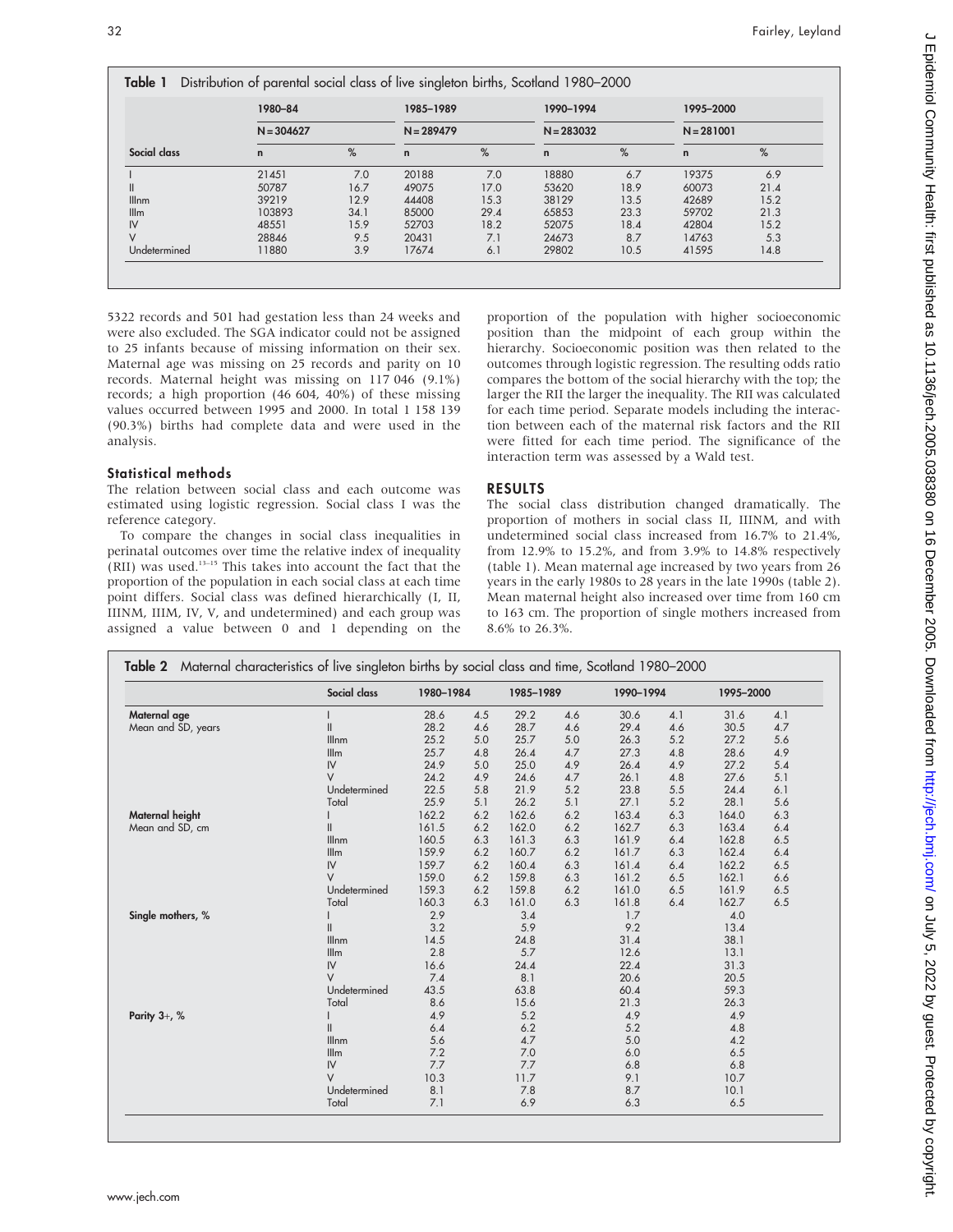**Table 1** Distribution of parental social class of live singleton births, Scotland 1980–2000

| | 1980–84 | | 1985–1989 | | 1990–1994 | | 1995–2000 | |
|---|---|---|---|---|---|---|---|---|
| | N = 304627 | | N = 289479 | | N = 283032 | | N = 281001 | |
| Social class | n | % | n | % | n | % | n | % |
| I | 21451 | 7.0 | 20188 | 7.0 | 18880 | 6.7 | 19375 | 6.9 |
| II | 50787 | 16.7 | 49075 | 17.0 | 53620 | 18.9 | 60073 | 21.4 |
| IIInm | 39219 | 12.9 | 44408 | 15.3 | 38129 | 13.5 | 42689 | 15.2 |
| IIIm | 103893 | 34.1 | 85000 | 29.4 | 65853 | 23.3 | 59702 | 21.3 |
| IV | 48551 | 15.9 | 52703 | 18.2 | 52075 | 18.4 | 42804 | 15.2 |
| V | 28846 | 9.5 | 20431 | 7.1 | 24673 | 8.7 | 14763 | 5.3 |
| Undetermined | 11880 | 3.9 | 17674 | 6.1 | 29802 | 10.5 | 41595 | 14.8 |

5322 records and 501 had gestation less than 24 weeks and were also excluded. The SGA indicator could not be assigned to 25 infants because of missing information on their sex. Maternal age was missing on 25 records and parity on 10 records. Maternal height was missing on 117 046 (9.1%) records; a high proportion (46 604, 40%) of these missing values occurred between 1995 and 2000. In total 1 158 139 (90.3%) births had complete data and were used in the analysis.

### Statistical methods

The relation between social class and each outcome was estimated using logistic regression. Social class I was the reference category.

To compare the changes in social class inequalities in perinatal outcomes over time the relative index of inequality (RII) was used.[13–15] This takes into account the fact that the proportion of the population in each social class at each time point differs. Social class was defined hierarchically (I, II, IIINM, IIIM, IV, V, and undetermined) and each group was assigned a value between 0 and 1 depending on the proportion of the population with higher socioeconomic position than the midpoint of each group within the hierarchy. Socioeconomic position was then related to the outcomes through logistic regression. The resulting odds ratio compares the bottom of the social hierarchy with the top; the larger the RII the larger the inequality. The RII was calculated for each time period. Separate models including the interaction between each of the maternal risk factors and the RII were fitted for each time period. The significance of the interaction term was assessed by a Wald test.

## RESULTS

The social class distribution changed dramatically. The proportion of mothers in social class II, IIINM, and with undetermined social class increased from 16.7% to 21.4%, from 12.9% to 15.2%, and from 3.9% to 14.8% respectively (table 1). Mean maternal age increased by two years from 26 years in the early 1980s to 28 years in the late 1990s (table 2). Mean maternal height also increased over time from 160 cm to 163 cm. The proportion of single mothers increased from 8.6% to 26.3%.

**Table 2** Maternal characteristics of live singleton births by social class and time, Scotland 1980–2000

| | Social class | 1980–1984 | | 1985–1989 | | 1990–1994 | | 1995–2000 | |
|---|---|---|---|---|---|---|---|---|---|
| **Maternal age** | I | 28.6 | 4.5 | 29.2 | 4.6 | 30.6 | 4.1 | 31.6 | 4.1 |
| Mean and SD, years | II | 28.2 | 4.6 | 28.7 | 4.6 | 29.4 | 4.6 | 30.5 | 4.7 |
| | IIInm | 25.2 | 5.0 | 25.7 | 5.0 | 26.3 | 5.2 | 27.2 | 5.6 |
| | IIIm | 25.7 | 4.8 | 26.4 | 4.7 | 27.3 | 4.8 | 28.6 | 4.9 |
| | IV | 24.9 | 5.0 | 25.0 | 4.9 | 26.4 | 4.9 | 27.2 | 5.4 |
| | V | 24.2 | 4.9 | 24.6 | 4.7 | 26.1 | 4.8 | 27.6 | 5.1 |
| | Undetermined | 22.5 | 5.8 | 21.9 | 5.2 | 23.8 | 5.5 | 24.4 | 6.1 |
| | Total | 25.9 | 5.1 | 26.2 | 5.1 | 27.1 | 5.2 | 28.1 | 5.6 |
| **Maternal height** | I | 162.2 | 6.2 | 162.6 | 6.2 | 163.4 | 6.3 | 164.0 | 6.3 |
| Mean and SD, cm | II | 161.5 | 6.2 | 162.0 | 6.2 | 162.7 | 6.3 | 163.4 | 6.4 |
| | IIInm | 160.5 | 6.3 | 161.3 | 6.3 | 161.9 | 6.4 | 162.8 | 6.5 |
| | IIIm | 159.9 | 6.2 | 160.7 | 6.2 | 161.7 | 6.3 | 162.4 | 6.4 |
| | IV | 159.7 | 6.2 | 160.4 | 6.3 | 161.4 | 6.4 | 162.2 | 6.5 |
| | V | 159.0 | 6.2 | 159.8 | 6.3 | 161.2 | 6.5 | 162.1 | 6.6 |
| | Undetermined | 159.3 | 6.2 | 159.8 | 6.2 | 161.0 | 6.5 | 161.9 | 6.5 |
| | Total | 160.3 | 6.3 | 161.0 | 6.3 | 161.8 | 6.4 | 162.7 | 6.5 |
| **Single mothers, %** | I | 2.9 | | 3.4 | | 1.7 | | 4.0 | |
| | II | 3.2 | | 5.9 | | 9.2 | | 13.4 | |
| | IIInm | 14.5 | | 24.8 | | 31.4 | | 38.1 | |
| | IIIm | 2.8 | | 5.7 | | 12.6 | | 13.1 | |
| | IV | 16.6 | | 24.4 | | 22.4 | | 31.3 | |
| | V | 7.4 | | 8.1 | | 20.6 | | 20.5 | |
| | Undetermined | 43.5 | | 63.8 | | 60.4 | | 59.3 | |
| | Total | 8.6 | | 15.6 | | 21.3 | | 26.3 | |
| **Parity 3+, %** | I | 4.9 | | 5.2 | | 4.9 | | 4.9 | |
| | II | 6.4 | | 6.2 | | 5.2 | | 4.8 | |
| | IIInm | 5.6 | | 4.7 | | 5.0 | | 4.2 | |
| | IIIm | 7.2 | | 7.0 | | 6.0 | | 6.5 | |
| | IV | 7.7 | | 7.7 | | 6.8 | | 6.8 | |
| | V | 10.3 | | 11.7 | | 9.1 | | 10.7 | |
| | Undetermined | 8.1 | | 7.8 | | 8.7 | | 10.1 | |
| | Total | 7.1 | | 6.9 | | 6.3 | | 6.5 | |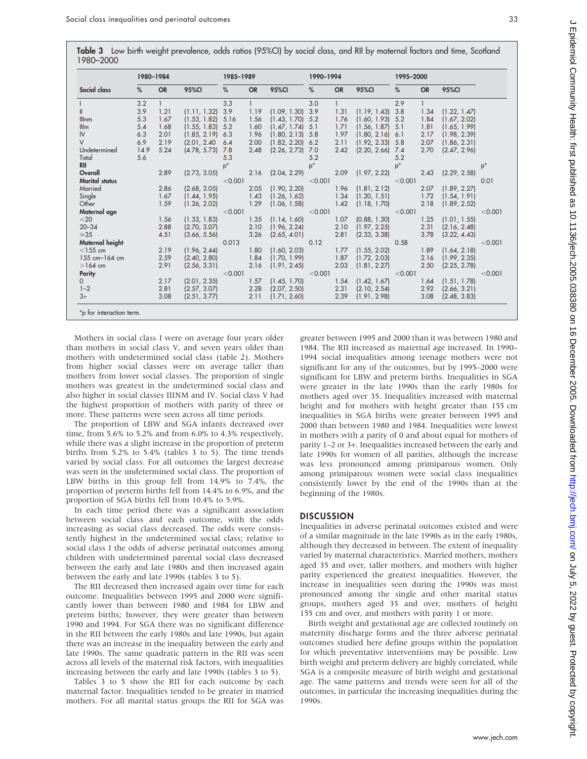**Table 3** Low birth weight prevalence, odds ratios (95%CI) by social class, and RII by maternal factors and time, Scotland 1980–2000

| Social class | 1980–1984 | | | 1985–1989 | | | 1990–1994 | | | 1995–2000 | | | |
|---|---|---|---|---|---|---|---|---|---|---|---|---|---|
| | % | OR | 95%CI | % | OR | 95%CI | % | OR | 95%CI | % | OR | 95%CI | |
| I | 3.2 | 1 | | 3.3 | 1 | | 3.0 | 1 | | 2.9 | 1 | | |
| II | 3.9 | 1.21 | (1.11, 1.32) | 3.9 | 1.19 | (1.09, 1.30) | 3.9 | 1.31 | (1.19, 1.43) | 3.8 | 1.34 | (1.22, 1.47) | |
| IIInm | 5.3 | 1.67 | (1.53, 1.82) | 5.16 | 1.56 | (1.43, 1.70) | 5.2 | 1.76 | (1.60, 1.93) | 5.2 | 1.84 | (1.67, 2.02) | |
| IIIm | 5.4 | 1.68 | (1.55, 1.83) | 5.2 | 1.60 | (1.47, 1.74) | 5.1 | 1.71 | (1.56, 1.87) | 5.1 | 1.81 | (1.65, 1.99) | |
| IV | 6.3 | 2.01 | (1.85, 2.19) | 6.3 | 1.96 | (1.80, 2.13) | 5.8 | 1.97 | (1.80, 2.16) | 6.1 | 2.17 | (1.98, 2.39) | |
| V | 6.9 | 2.19 | (2.01, 2.40 | 6.4 | 2.00 | (1.82, 2.20) | 6.2 | 2.11 | (1.92, 2.33) | 5.8 | 2.07 | (1.86, 2.31) | |
| Undetermined | 14.9 | 5.24 | (4.78, 5.73) | 7.8 | 2.48 | (2.26, 2.73) | 7.0 | 2.42 | (2.20, 2.66) | 7.4 | 2.70 | (2.47, 2.96) | |
| Total | 5.6 | | | 5.3 | | | 5.2 | | | 5.2 | | | |
| **RII** | | | | p* | | | p* | | | p* | | | p* |
| **Overall** | | 2.89 | (2.73, 3.05) | | 2.16 | (2.04, 2.29) | | 2.09 | (1.97, 2.22) | | 2.43 | (2.29, 2.58) | |
| **Marital status** | | | | <0.001 | | | <0.001 | | | <0.001 | | | 0.01 |
| Married | | 2.86 | (2.68, 3.05) | | 2.05 | (1.90, 2.20) | | 1.96 | (1.81, 2.12) | | 2.07 | (1.89, 2.27) | |
| Single | | 1.67 | (1.44, 1.95) | | 1.43 | (1.26, 1.62) | | 1.34 | (1.20, 1.51) | | 1.72 | (1.54, 1.91) | |
| Other | | 1.59 | (1.26, 2.02) | | 1.29 | (1.06, 1.58) | | 1.42 | (1.18, 1.70) | | 2.18 | (1.89, 2.52) | |
| **Maternal age** | | | | <0.001 | | | <0.001 | | | <0.001 | | | <0.001 |
| <20 | | 1.56 | (1.33, 1.83) | | 1.35 | (1.14, 1.60) | | 1.07 | (0.88, 1.30) | | 1.25 | (1.01, 1.55) | |
| 20–34 | | 2.88 | (2.70, 3.07) | | 2.10 | (1.96, 2.24) | | 2.10 | (1.97, 2.25) | | 2.31 | (2.16, 2.48) | |
| ⩾35 | | 4.51 | (3.66, 5.56) | | 3.26 | (2.65, 4.01) | | 2.81 | (2.33, 3.38) | | 3.78 | (3.22, 4.43) | |
| **Maternal height** | | | | 0.013 | | | 0.12 | | | 0.58 | | | <0.001 |
| <155 cm | | 2.19 | (1.96, 2.44) | | 1.80 | (1.60, 2.03) | | 1.77 | (1.55, 2.02) | | 1.89 | (1.64, 2.18) | |
| 155 cm–164 cm | | 2.59 | (2.40, 2.80) | | 1.84 | (1.70, 1.99) | | 1.87 | (1.72, 2.03) | | 2.16 | (1.99, 2.35) | |
| >164 cm | | 2.91 | (2.56, 3.31) | | 2.16 | (1.91, 2.45) | | 2.03 | (1.81, 2.27) | | 2.50 | (2.25, 2.78) | |
| **Parity** | | | | <0.001 | | | <0.001 | | | <0.001 | | | <0.001 |
| 0 | | 2.17 | (2.01, 2.35) | | 1.57 | (1.45, 1.70) | | 1.54 | (1.42, 1.67) | | 1.64 | (1.51, 1.78) | |
| 1–2 | | 2.81 | (2.57, 3.07) | | 2.28 | (2.07, 2.50) | | 2.31 | (2.10, 2.54) | | 2.92 | (2.66, 3.21) | |
| 3+ | | 3.08 | (2.51, 3.77) | | 2.11 | (1.71, 2.60) | | 2.39 | (1.91, 2.98) | | 3.08 | (2.48, 3.83) | |

*p for interaction term.

Mothers in social class I were on average four years older than mothers in social class V, and seven years older than mothers with undetermined social class (table 2). Mothers from higher social classes were on average taller than mothers from lower social classes. The proportion of single mothers was greatest in the undetermined social class and also higher in social classes IIINM and IV. Social class V had the highest proportion of mothers with parity of three or more. These patterns were seen across all time periods.

The proportion of LBW and SGA infants decreased over time, from 5.6% to 5.2% and from 6.0% to 4.3% respectively, while there was a slight increase in the proportion of preterm births from 5.2% to 5.4% (tables 3 to 5). The time trends varied by social class. For all outcomes the largest decrease was seen in the undetermined social class. The proportion of LBW births in this group fell from 14.9% to 7.4%, the proportion of preterm births fell from 14.4% to 6.9%, and the proportion of SGA births fell from 10.4% to 5.9%.

In each time period there was a significant association between social class and each outcome, with the odds increasing as social class decreased. The odds were consistently highest in the undetermined social class; relative to social class I the odds of adverse perinatal outcomes among children with undetermined parental social class decreased between the early and late 1980s and then increased again between the early and late 1990s (tables 3 to 5).

The RII decreased then increased again over time for each outcome. Inequalities between 1995 and 2000 were significantly lower than between 1980 and 1984 for LBW and preterm births; however, they were greater than between 1990 and 1994. For SGA there was no significant difference in the RII between the early 1980s and late 1990s, but again there was an increase in the inequality between the early and late 1990s. The same quadratic pattern in the RII was seen across all levels of the maternal risk factors, with inequalities increasing between the early and late 1990s (tables 3 to 5).

Tables 3 to 5 show the RII for each outcome by each maternal factor. Inequalities tended to be greater in married mothers. For all marital status groups the RII for SGA was greater between 1995 and 2000 than it was between 1980 and 1984. The RII increased as maternal age increased. In 1990–1994 social inequalities among teenage mothers were not significant for any of the outcomes, but by 1995–2000 were significant for LBW and preterm births. Inequalities in SGA were greater in the late 1990s than the early 1980s for mothers aged over 35. Inequalities increased with maternal height and for mothers with height greater than 155 cm inequalities in SGA births were greater between 1995 and 2000 than between 1980 and 1984. Inequalities were lowest in mothers with a parity of 0 and about equal for mothers of parity 1–2 or 3+. Inequalities increased between the early and late 1990s for women of all parities, although the increase was less pronounced among primiparous women. Only among primiparous women were social class inequalities consistently lower by the end of the 1990s than at the beginning of the 1980s.

## DISCUSSION

Inequalities in adverse perinatal outcomes existed and were of a similar magnitude in the late 1990s as in the early 1980s, although they decreased in between. The extent of inequality varied by maternal characteristics. Married mothers, mothers aged 35 and over, taller mothers, and mothers with higher parity experienced the greatest inequalities. However, the increase in inequalities seen during the 1990s was most pronounced among the single and other marital status groups, mothers aged 35 and over, mothers of height 155 cm and over, and mothers with parity 1 or more.

Birth weight and gestational age are collected routinely on maternity discharge forms and the three adverse perinatal outcomes studied here define groups within the population for which preventative interventions may be possible. Low birth weight and preterm delivery are highly correlated, while SGA is a composite measure of birth weight and gestational age. The same patterns and trends were seen for all of the outcomes, in particular the increasing inequalities during the 1990s.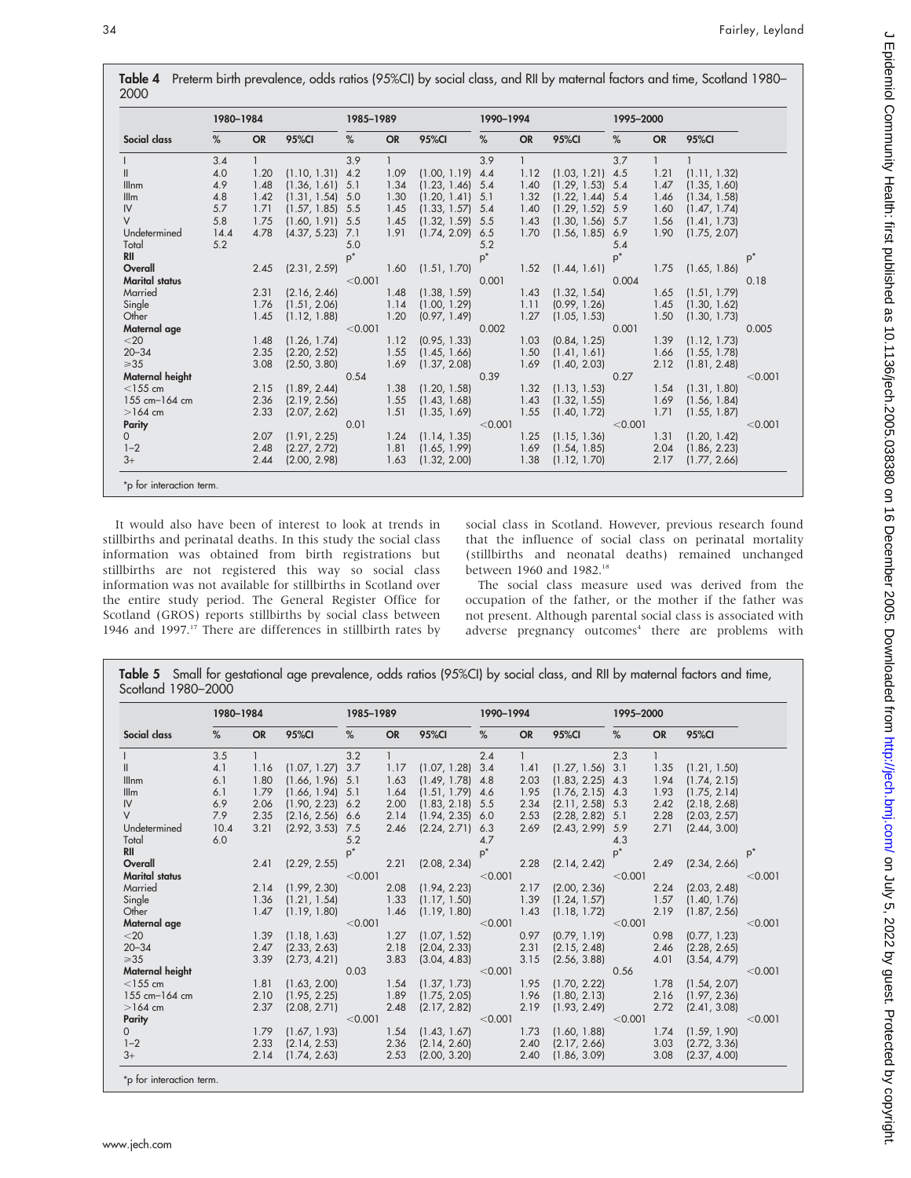**Table 4** Preterm birth prevalence, odds ratios (95%CI) by social class, and RII by maternal factors and time, Scotland 1980–2000

| Social class | 1980–1984 % | OR | 95%CI | 1985–1989 % | OR | 95%CI | 1990–1994 % | OR | 95%CI | 1995–2000 % | OR | 95%CI | |
|---|---|---|---|---|---|---|---|---|---|---|---|---|---|
| I | 3.4 | 1 | | 3.9 | 1 | | 3.9 | 1 | | 3.7 | 1 | 1 | |
| II | 4.0 | 1.20 | (1.10, 1.31) | 4.2 | 1.09 | (1.00, 1.19) | 4.4 | 1.12 | (1.03, 1.21) | 4.5 | 1.21 | (1.11, 1.32) | |
| IIInm | 4.9 | 1.48 | (1.36, 1.61) | 5.1 | 1.34 | (1.23, 1.46) | 5.4 | 1.40 | (1.29, 1.53) | 5.4 | 1.47 | (1.35, 1.60) | |
| IIIm | 4.8 | 1.42 | (1.31, 1.54) | 5.0 | 1.30 | (1.20, 1.41) | 5.1 | 1.32 | (1.22, 1.44) | 5.4 | 1.46 | (1.34, 1.58) | |
| IV | 5.7 | 1.71 | (1.57, 1.85) | 5.5 | 1.45 | (1.33, 1.57) | 5.4 | 1.40 | (1.29, 1.52) | 5.9 | 1.60 | (1.47, 1.74) | |
| V | 5.8 | 1.75 | (1.60, 1.91) | 5.5 | 1.45 | (1.32, 1.59) | 5.5 | 1.43 | (1.30, 1.56) | 5.7 | 1.56 | (1.41, 1.73) | |
| Undetermined | 14.4 | 4.78 | (4.37, 5.23) | 7.1 | 1.91 | (1.74, 2.09) | 6.5 | 1.70 | (1.56, 1.85) | 6.9 | 1.90 | (1.75, 2.07) | |
| Total | 5.2 | | | 5.0 | | | 5.2 | | | 5.4 | | | |
| **RII** | | | | p* | | | p* | | | p* | | | p* |
| **Overall** | | 2.45 | (2.31, 2.59) | | 1.60 | (1.51, 1.70) | | 1.52 | (1.44, 1.61) | | 1.75 | (1.65, 1.86) | |
| **Marital status** | | | | <0.001 | | | 0.001 | | | 0.004 | | | 0.18 |
| Married | | 2.31 | (2.16, 2.46) | | 1.48 | (1.38, 1.59) | | 1.43 | (1.32, 1.54) | | 1.65 | (1.51, 1.79) | |
| Single | | 1.76 | (1.51, 2.06) | | 1.14 | (1.00, 1.29) | | 1.11 | (0.99, 1.26) | | 1.45 | (1.30, 1.62) | |
| Other | | 1.45 | (1.12, 1.88) | | 1.20 | (0.97, 1.49) | | 1.27 | (1.05, 1.53) | | 1.50 | (1.30, 1.73) | |
| **Maternal age** | | | | <0.001 | | | 0.002 | | | 0.001 | | | 0.005 |
| <20 | | 1.48 | (1.26, 1.74) | | 1.12 | (0.95, 1.33) | | 1.03 | (0.84, 1.25) | | 1.39 | (1.12, 1.73) | |
| 20–34 | | 2.35 | (2.20, 2.52) | | 1.55 | (1.45, 1.66) | | 1.50 | (1.41, 1.61) | | 1.66 | (1.55, 1.78) | |
| ⩾35 | | 3.08 | (2.50, 3.80) | | 1.69 | (1.37, 2.08) | | 1.69 | (1.40, 2.03) | | 2.12 | (1.81, 2.48) | |
| **Maternal height** | | | | 0.54 | | | 0.39 | | | 0.27 | | | <0.001 |
| <155 cm | | 2.15 | (1.89, 2.44) | | 1.38 | (1.20, 1.58) | | 1.32 | (1.13, 1.53) | | 1.54 | (1.31, 1.80) | |
| 155 cm–164 cm | | 2.36 | (2.19, 2.56) | | 1.55 | (1.43, 1.68) | | 1.43 | (1.32, 1.55) | | 1.69 | (1.56, 1.84) | |
| >164 cm | | 2.33 | (2.07, 2.62) | | 1.51 | (1.35, 1.69) | | 1.55 | (1.40, 1.72) | | 1.71 | (1.55, 1.87) | |
| **Parity** | | | | 0.01 | | | <0.001 | | | <0.001 | | | <0.001 |
| 0 | | 2.07 | (1.91, 2.25) | | 1.24 | (1.14, 1.35) | | 1.25 | (1.15, 1.36) | | 1.31 | (1.20, 1.42) | |
| 1–2 | | 2.48 | (2.27, 2.72) | | 1.81 | (1.65, 1.99) | | 1.69 | (1.54, 1.85) | | 2.04 | (1.86, 2.23) | |
| 3+ | | 2.44 | (2.00, 2.98) | | 1.63 | (1.32, 2.00) | | 1.38 | (1.12, 1.70) | | 2.17 | (1.77, 2.66) | |

*p for interaction term.

It would also have been of interest to look at trends in stillbirths and perinatal deaths. In this study the social class information was obtained from birth registrations but stillbirths are not registered this way so social class information was not available for stillbirths in Scotland over the entire study period. The General Register Office for Scotland (GROS) reports stillbirths by social class between 1946 and 1997.[17] There are differences in stillbirth rates by social class in Scotland. However, previous research found that the influence of social class on perinatal mortality (stillbirths and neonatal deaths) remained unchanged between 1960 and 1982.[18]

The social class measure used was derived from the occupation of the father, or the mother if the father was not present. Although parental social class is associated with adverse pregnancy outcomes[4] there are problems with

**Table 5** Small for gestational age prevalence, odds ratios (95%CI) by social class, and RII by maternal factors and time, Scotland 1980–2000

| Social class | 1980–1984 % | OR | 95%CI | 1985–1989 % | OR | 95%CI | 1990–1994 % | OR | 95%CI | 1995–2000 % | OR | 95%CI | |
|---|---|---|---|---|---|---|---|---|---|---|---|---|---|
| I | 3.5 | 1 | | 3.2 | 1 | | 2.4 | 1 | | 2.3 | 1 | | |
| II | 4.1 | 1.16 | (1.07, 1.27) | 3.7 | 1.17 | (1.07, 1.28) | 3.4 | 1.41 | (1.27, 1.56) | 3.1 | 1.35 | (1.21, 1.50) | |
| IIInm | 6.1 | 1.80 | (1.66, 1.96) | 5.1 | 1.63 | (1.49, 1.78) | 4.8 | 2.03 | (1.83, 2.25) | 4.3 | 1.94 | (1.74, 2.15) | |
| IIIm | 6.1 | 1.79 | (1.66, 1.94) | 5.1 | 1.64 | (1.51, 1.79) | 4.6 | 1.95 | (1.76, 2.15) | 4.3 | 1.93 | (1.75, 2.14) | |
| IV | 6.9 | 2.06 | (1.90, 2.23) | 6.2 | 2.00 | (1.83, 2.18) | 5.5 | 2.34 | (2.11, 2.58) | 5.3 | 2.42 | (2.18, 2.68) | |
| V | 7.9 | 2.35 | (2.16, 2.56) | 6.6 | 2.14 | (1.94, 2.35) | 6.0 | 2.53 | (2.28, 2.82) | 5.1 | 2.28 | (2.03, 2.57) | |
| Undetermined | 10.4 | 3.21 | (2.92, 3.53) | 7.5 | 2.46 | (2.24, 2.71) | 6.3 | 2.69 | (2.43, 2.99) | 5.9 | 2.71 | (2.44, 3.00) | |
| Total | 6.0 | | | 5.2 | | | 4.7 | | | 4.3 | | | |
| **RII** | | | | p* | | | p* | | | p* | | | p* |
| **Overall** | | 2.41 | (2.29, 2.55) | | 2.21 | (2.08, 2.34) | | 2.28 | (2.14, 2.42) | | 2.49 | (2.34, 2.66) | |
| **Marital status** | | | | <0.001 | | | <0.001 | | | <0.001 | | | <0.001 |
| Married | | 2.14 | (1.99, 2.30) | | 2.08 | (1.94, 2.23) | | 2.17 | (2.00, 2.36) | | 2.24 | (2.03, 2.48) | |
| Single | | 1.36 | (1.21, 1.54) | | 1.33 | (1.17, 1.50) | | 1.39 | (1.24, 1.57) | | 1.57 | (1.40, 1.76) | |
| Other | | 1.47 | (1.19, 1.80) | | 1.46 | (1.19, 1.80) | | 1.43 | (1.18, 1.72) | | 2.19 | (1.87, 2.56) | |
| **Maternal age** | | | | <0.001 | | | <0.001 | | | <0.001 | | | <0.001 |
| <20 | | 1.39 | (1.18, 1.63) | | 1.27 | (1.07, 1.52) | | 0.97 | (0.79, 1.19) | | 0.98 | (0.77, 1.23) | |
| 20–34 | | 2.47 | (2.33, 2.63) | | 2.18 | (2.04, 2.33) | | 2.31 | (2.15, 2.48) | | 2.46 | (2.28, 2.65) | |
| ⩾35 | | 3.39 | (2.73, 4.21) | | 3.83 | (3.04, 4.83) | | 3.15 | (2.56, 3.88) | | 4.01 | (3.54, 4.79) | |
| **Maternal height** | | | | 0.03 | | | <0.001 | | | 0.56 | | | <0.001 |
| <155 cm | | 1.81 | (1.63, 2.00) | | 1.54 | (1.37, 1.73) | | 1.95 | (1.70, 2.22) | | 1.78 | (1.54, 2.07) | |
| 155 cm–164 cm | | 2.10 | (1.95, 2.25) | | 1.89 | (1.75, 2.05) | | 1.96 | (1.80, 2.13) | | 2.16 | (1.97, 2.36) | |
| >164 cm | | 2.37 | (2.08, 2.71) | | 2.48 | (2.17, 2.82) | | 2.19 | (1.93, 2.49) | | 2.72 | (2.41, 3.08) | |
| **Parity** | | | | <0.001 | | | <0.001 | | | <0.001 | | | <0.001 |
| 0 | | 1.79 | (1.67, 1.93) | | 1.54 | (1.43, 1.67) | | 1.73 | (1.60, 1.88) | | 1.74 | (1.59, 1.90) | |
| 1–2 | | 2.33 | (2.14, 2.53) | | 2.36 | (2.14, 2.60) | | 2.40 | (2.17, 2.66) | | 3.03 | (2.72, 3.36) | |
| 3+ | | 2.14 | (1.74, 2.63) | | 2.53 | (2.00, 3.20) | | 2.40 | (1.86, 3.09) | | 3.08 | (2.37, 4.00) | |

*p for interaction term.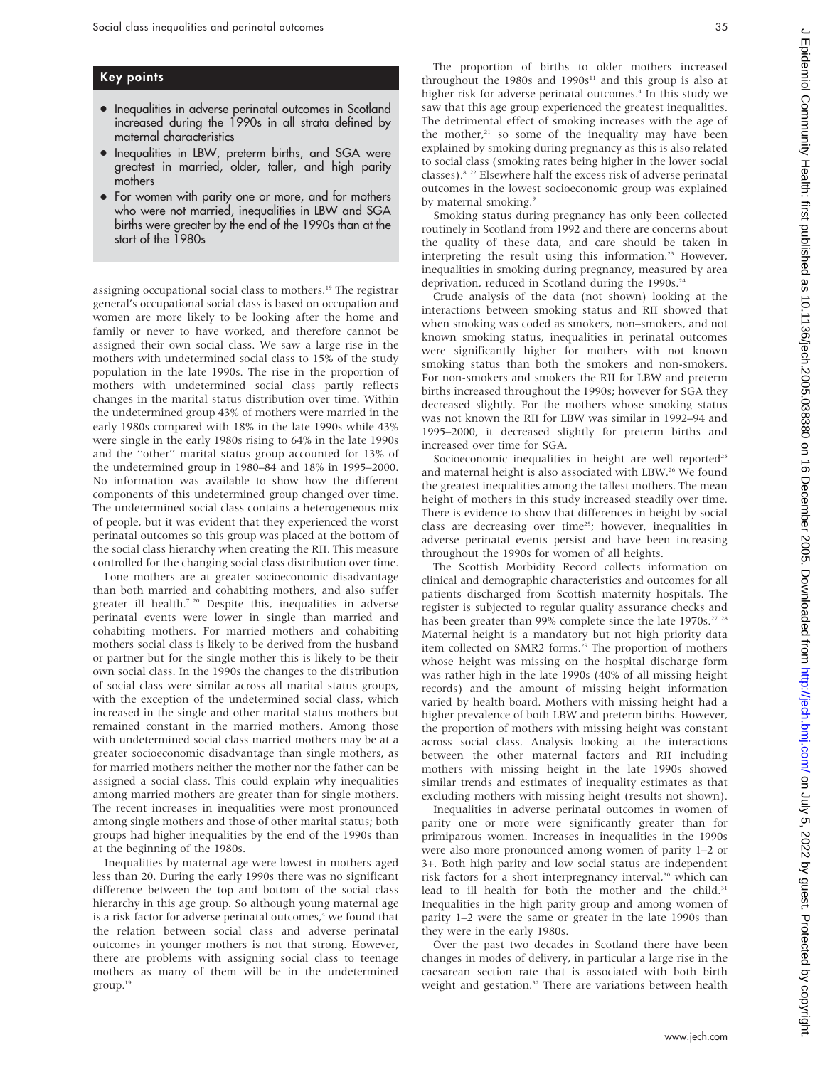## Key points

- Inequalities in adverse perinatal outcomes in Scotland increased during the 1990s in all strata defined by maternal characteristics
- Inequalities in LBW, preterm births, and SGA were greatest in married, older, taller, and high parity mothers
- For women with parity one or more, and for mothers who were not married, inequalities in LBW and SGA births were greater by the end of the 1990s than at the start of the 1980s

assigning occupational social class to mothers.[19] The registrar general's occupational social class is based on occupation and women are more likely to be looking after the home and family or never to have worked, and therefore cannot be assigned their own social class. We saw a large rise in the mothers with undetermined social class to 15% of the study population in the late 1990s. The rise in the proportion of mothers with undetermined social class partly reflects changes in the marital status distribution over time. Within the undetermined group 43% of mothers were married in the early 1980s compared with 18% in the late 1990s while 43% were single in the early 1980s rising to 64% in the late 1990s and the "other" marital status group accounted for 13% of the undetermined group in 1980–84 and 18% in 1995–2000. No information was available to show how the different components of this undetermined group changed over time. The undetermined social class contains a heterogeneous mix of people, but it was evident that they experienced the worst perinatal outcomes so this group was placed at the bottom of the social class hierarchy when creating the RII. This measure controlled for the changing social class distribution over time.

Lone mothers are at greater socioeconomic disadvantage than both married and cohabiting mothers, and also suffer greater ill health.[7 20] Despite this, inequalities in adverse perinatal events were lower in single than married and cohabiting mothers. For married mothers and cohabiting mothers social class is likely to be derived from the husband or partner but for the single mother this is likely to be their own social class. In the 1990s the changes to the distribution of social class were similar across all marital status groups, with the exception of the undetermined social class, which increased in the single and other marital status mothers but remained constant in the married mothers. Among those with undetermined social class married mothers may be at a greater socioeconomic disadvantage than single mothers, as for married mothers neither the mother nor the father can be assigned a social class. This could explain why inequalities among married mothers are greater than for single mothers. The recent increases in inequalities were most pronounced among single mothers and those of other marital status; both groups had higher inequalities by the end of the 1990s than at the beginning of the 1980s.

Inequalities by maternal age were lowest in mothers aged less than 20. During the early 1990s there was no significant difference between the top and bottom of the social class hierarchy in this age group. So although young maternal age is a risk factor for adverse perinatal outcomes,[4] we found that the relation between social class and adverse perinatal outcomes in younger mothers is not that strong. However, there are problems with assigning social class to teenage mothers as many of them will be in the undetermined group.[19]

The proportion of births to older mothers increased throughout the 1980s and 1990s[11] and this group is also at higher risk for adverse perinatal outcomes.[4] In this study we saw that this age group experienced the greatest inequalities. The detrimental effect of smoking increases with the age of the mother,[21] so some of the inequality may have been explained by smoking during pregnancy as this is also related to social class (smoking rates being higher in the lower social classes).[8 22] Elsewhere half the excess risk of adverse perinatal outcomes in the lowest socioeconomic group was explained by maternal smoking.[9]

Smoking status during pregnancy has only been collected routinely in Scotland from 1992 and there are concerns about the quality of these data, and care should be taken in interpreting the result using this information.[23] However, inequalities in smoking during pregnancy, measured by area deprivation, reduced in Scotland during the 1990s.[24]

Crude analysis of the data (not shown) looking at the interactions between smoking status and RII showed that when smoking was coded as smokers, non–smokers, and not known smoking status, inequalities in perinatal outcomes were significantly higher for mothers with not known smoking status than both the smokers and non-smokers. For non-smokers and smokers the RII for LBW and preterm births increased throughout the 1990s; however for SGA they decreased slightly. For the mothers whose smoking status was not known the RII for LBW was similar in 1992–94 and 1995–2000, it decreased slightly for preterm births and increased over time for SGA.

Socioeconomic inequalities in height are well reported[25] and maternal height is also associated with LBW.[26] We found the greatest inequalities among the tallest mothers. The mean height of mothers in this study increased steadily over time. There is evidence to show that differences in height by social class are decreasing over time[25]; however, inequalities in adverse perinatal events persist and have been increasing throughout the 1990s for women of all heights.

The Scottish Morbidity Record collects information on clinical and demographic characteristics and outcomes for all patients discharged from Scottish maternity hospitals. The register is subjected to regular quality assurance checks and has been greater than 99% complete since the late 1970s.[27 28] Maternal height is a mandatory but not high priority data item collected on SMR2 forms.[29] The proportion of mothers whose height was missing on the hospital discharge form was rather high in the late 1990s (40% of all missing height records) and the amount of missing height information varied by health board. Mothers with missing height had a higher prevalence of both LBW and preterm births. However, the proportion of mothers with missing height was constant across social class. Analysis looking at the interactions between the other maternal factors and RII including mothers with missing height in the late 1990s showed similar trends and estimates of inequality estimates as that excluding mothers with missing height (results not shown).

Inequalities in adverse perinatal outcomes in women of parity one or more were significantly greater than for primiparous women. Increases in inequalities in the 1990s were also more pronounced among women of parity 1–2 or 3+. Both high parity and low social status are independent risk factors for a short interpregnancy interval,[30] which can lead to ill health for both the mother and the child.[31] Inequalities in the high parity group and among women of parity 1–2 were the same or greater in the late 1990s than they were in the early 1980s.

Over the past two decades in Scotland there have been changes in modes of delivery, in particular a large rise in the caesarean section rate that is associated with both birth weight and gestation.[32] There are variations between health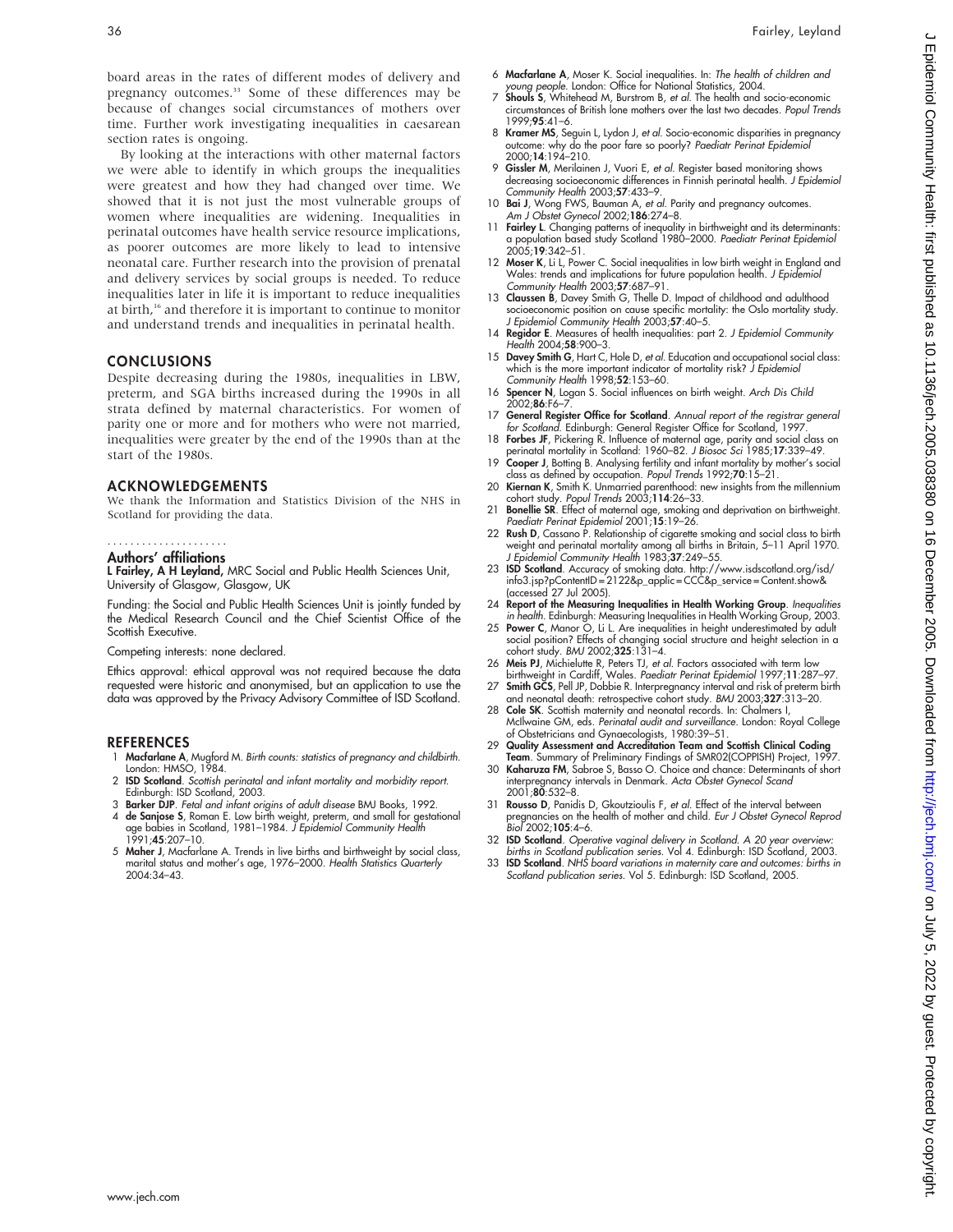board areas in the rates of different modes of delivery and pregnancy outcomes.[33] Some of these differences may be because of changes social circumstances of mothers over time. Further work investigating inequalities in caesarean section rates is ongoing.

By looking at the interactions with other maternal factors we were able to identify in which groups the inequalities were greatest and how they had changed over time. We showed that it is not just the most vulnerable groups of women where inequalities are widening. Inequalities in perinatal outcomes have health service resource implications, as poorer outcomes are more likely to lead to intensive neonatal care. Further research into the provision of prenatal and delivery services by social groups is needed. To reduce inequalities later in life it is important to reduce inequalities at birth,[16] and therefore it is important to continue to monitor and understand trends and inequalities in perinatal health.

## CONCLUSIONS

Despite decreasing during the 1980s, inequalities in LBW, preterm, and SGA births increased during the 1990s in all strata defined by maternal characteristics. For women of parity one or more and for mothers who were not married, inequalities were greater by the end of the 1990s than at the start of the 1980s.

## ACKNOWLEDGEMENTS

We thank the Information and Statistics Division of the NHS in Scotland for providing the data.

### Authors' affiliations

**L Fairley, A H Leyland,** MRC Social and Public Health Sciences Unit, University of Glasgow, Glasgow, UK

Funding: the Social and Public Health Sciences Unit is jointly funded by the Medical Research Council and the Chief Scientist Office of the Scottish Executive.

Competing interests: none declared.

Ethics approval: ethical approval was not required because the data requested were historic and anonymised, but an application to use the data was approved by the Privacy Advisory Committee of ISD Scotland.

## REFERENCES

1. **Macfarlane A**, Mugford M. *Birth counts: statistics of pregnancy and childbirth*. London: HMSO, 1984.
2. **ISD Scotland**. *Scottish perinatal and infant mortality and morbidity report*. Edinburgh: ISD Scotland, 2003.
3. **Barker DJP**. *Fetal and infant origins of adult disease* BMJ Books, 1992.
4. **de Sanjose S**, Roman E. Low birth weight, preterm, and small for gestational age babies in Scotland, 1981–1984. *J Epidemiol Community Health* 1991;**45**:207–10.
5. **Maher J**, Macfarlane A. Trends in live births and birthweight by social class, marital status and mother's age, 1976–2000. *Health Statistics Quarterly* 2004:34–43.
6. **Macfarlane A**, Moser K. Social inequalities. In: *The health of children and young people*. London: Office for National Statistics, 2004.
7. **Shouls S**, Whitehead M, Burstrom B, *et al*. The health and socio-economic circumstances of British lone mothers over the last two decades. *Popul Trends* 1999;**95**:41–6.
8. **Kramer MS**, Seguin L, Lydon J, *et al*. Socio-economic disparities in pregnancy outcome: why do the poor fare so poorly? *Paediatr Perinat Epidemiol* 2000;**14**:194–210.
9. **Gissler M**, Merilainen J, Vuori E, *et al*. Register based monitoring shows decreasing socioeconomic differences in Finnish perinatal health. *J Epidemiol Community Health* 2003;**57**:433–9.
10. **Bai J**, Wong FWS, Bauman A, *et al*. Parity and pregnancy outcomes. *Am J Obstet Gynecol* 2002;**186**:274–8.
11. **Fairley L**. Changing patterns of inequality in birthweight and its determinants: a population based study Scotland 1980–2000. *Paediatr Perinat Epidemiol* 2005;**19**:342–51.
12. **Moser K**, Li L, Power C. Social inequalities in low birth weight in England and Wales: trends and implications for future population health. *J Epidemiol Community Health* 2003;**57**:687–91.
13. **Claussen B**, Davey Smith G, Thelle D. Impact of childhood and adulthood socioeconomic position on cause specific mortality: the Oslo mortality study. *J Epidemiol Community Health* 2003;**57**:40–5.
14. **Regidor E**. Measures of health inequalities: part 2. *J Epidemiol Community Health* 2004;**58**:900–3.
15. **Davey Smith G**, Hart C, Hole D, *et al*. Education and occupational social class: which is the more important indicator of mortality risk? *J Epidemiol Community Health* 1998;**52**:153–60.
16. **Spencer N**, Logan S. Social influences on birth weight. *Arch Dis Child* 2002;**86**:F6–7.
17. **General Register Office for Scotland**. *Annual report of the registrar general for Scotland*. Edinburgh: General Register Office for Scotland, 1997.
18. **Forbes JF**, Pickering R. Influence of maternal age, parity and social class on perinatal mortality in Scotland: 1960–82. *J Biosoc Sci* 1985;**17**:339–49.
19. **Cooper J**, Botting B. Analysing fertility and infant mortality by mother's social class as defined by occupation. *Popul Trends* 1992;**70**:15–21.
20. **Kiernan K**, Smith K. Unmarried parenthood: new insights from the millennium cohort study. *Popul Trends* 2003;**114**:26–33.
21. **Bonellie SR**. Effect of maternal age, smoking and deprivation on birthweight. *Paediatr Perinat Epidemiol* 2001;**15**:19–26.
22. **Rush D**, Cassano P. Relationship of cigarette smoking and social class to birth weight and perinatal mortality among all births in Britain, 5–11 April 1970. *J Epidemiol Community Health* 1983;**37**:249–55.
23. **ISD Scotland**. Accuracy of smoking data. http://www.isdscotland.org/isd/info3.jsp?pContentID=2122&p_applic=CCC&p_service=Content.show& (accessed 27 Jul 2005).
24. **Report of the Measuring Inequalities in Health Working Group**. *Inequalities in health*. Edinburgh: Measuring Inequalities in Health Working Group, 2003.
25. **Power C**, Manor O, Li L. Are inequalities in height underestimated by adult social position? Effects of changing social structure and height selection in a cohort study. *BMJ* 2002;**325**:131–4.
26. **Meis PJ**, Michielutte R, Peters TJ, *et al*. Factors associated with term low birthweight in Cardiff, Wales. *Paediatr Perinat Epidemiol* 1997;**11**:287–97.
27. **Smith GCS**, Pell JP, Dobbie R. Interpregnancy interval and risk of preterm birth and neonatal death: retrospective cohort study. *BMJ* 2003;**327**:313–20.
28. **Cole SK**. Scottish maternity and neonatal records. In: Chalmers I, McIlwaine GM, eds. *Perinatal audit and surveillance*. London: Royal College of Obstetricians and Gynaecologists, 1980:39–51.
29. **Quality Assessment and Accreditation Team and Scottish Clinical Coding Team**. Summary of Preliminary Findings of SMR02(COPPISH) Project, 1997.
30. **Kaharuza FM**, Sabroe S, Basso O. Choice and chance: Determinants of short interpregnancy intervals in Denmark. *Acta Obstet Gynecol Scand* 2001;**80**:532–8.
31. **Rousso D**, Panidis D, Gkoutzioulis F, *et al*. Effect of the interval between pregnancies on the health of mother and child. *Eur J Obstet Gynecol Reprod Biol* 2002;**105**:4–6.
32. **ISD Scotland**. *Operative vaginal delivery in Scotland. A 20 year overview: births in Scotland publication series*. Vol 4. Edinburgh: ISD Scotland, 2003.
33. **ISD Scotland**. *NHS board variations in maternity care and outcomes: births in Scotland publication series*. Vol 5. Edinburgh: ISD Scotland, 2005.